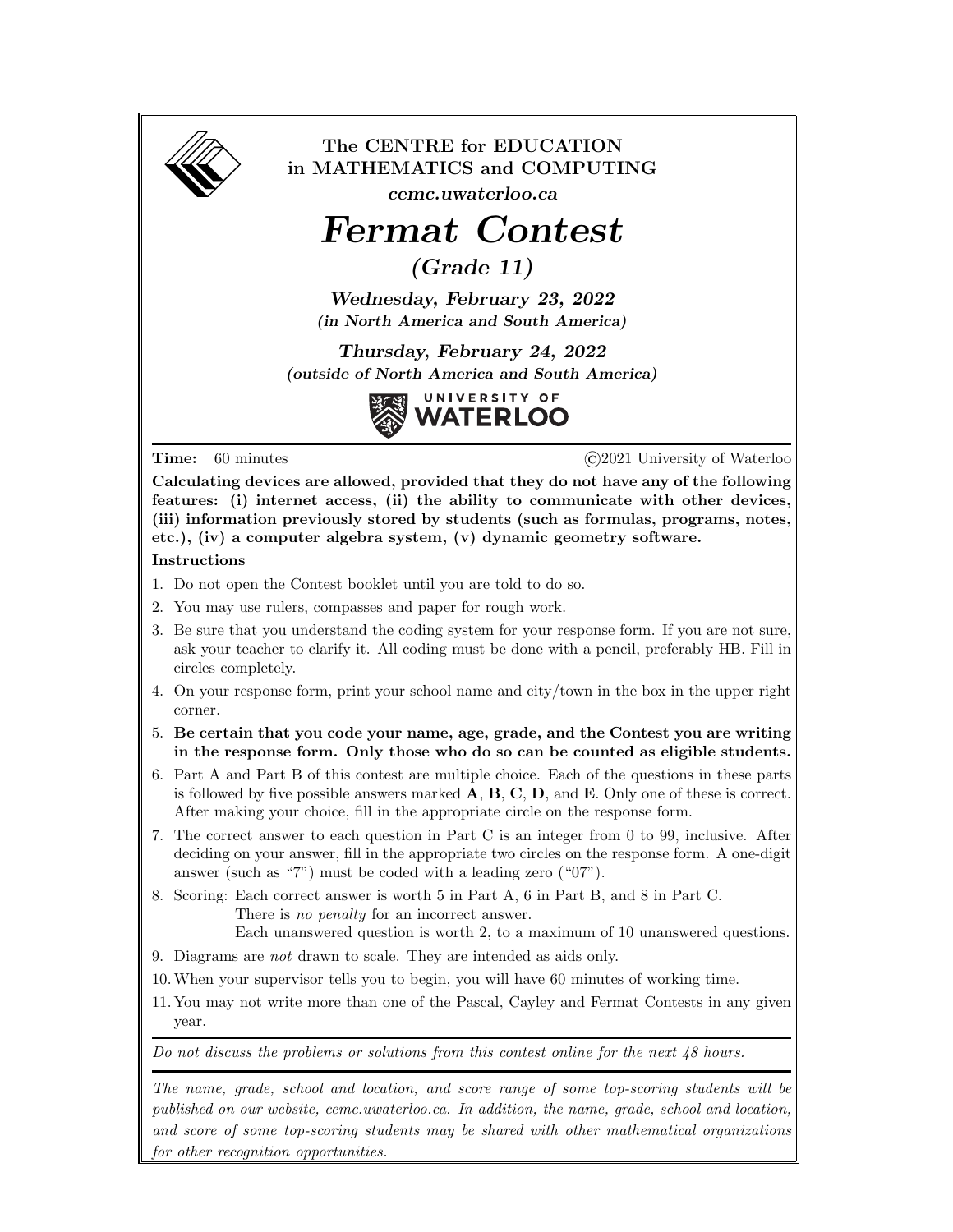The CENTRE for EDUCATION in MATHEMATICS and COMPUTING

*cemc.uwaterloo.ca*

# *Fermat Contest*

## *(Grade 11)*

***Wednesday, February 23, 2022***
***(in North America and South America)***

***Thursday, February 24, 2022***
***(outside of North America and South America)***

UNIVERSITY OF WATERLOO

**Time:** 60 minutes ©2021 University of Waterloo

**Calculating devices are allowed, provided that they do not have any of the following features: (i) internet access, (ii) the ability to communicate with other devices, (iii) information previously stored by students (such as formulas, programs, notes, etc.), (iv) a computer algebra system, (v) dynamic geometry software.**

**Instructions**

1. Do not open the Contest booklet until you are told to do so.
2. You may use rulers, compasses and paper for rough work.
3. Be sure that you understand the coding system for your response form. If you are not sure, ask your teacher to clarify it. All coding must be done with a pencil, preferably HB. Fill in circles completely.
4. On your response form, print your school name and city/town in the box in the upper right corner.
5. **Be certain that you code your name, age, grade, and the Contest you are writing in the response form. Only those who do so can be counted as eligible students.**
6. Part A and Part B of this contest are multiple choice. Each of the questions in these parts is followed by five possible answers marked **A**, **B**, **C**, **D**, and **E**. Only one of these is correct. After making your choice, fill in the appropriate circle on the response form.
7. The correct answer to each question in Part C is an integer from 0 to 99, inclusive. After deciding on your answer, fill in the appropriate two circles on the response form. A one-digit answer (such as "7") must be coded with a leading zero ("07").
8. Scoring: Each correct answer is worth 5 in Part A, 6 in Part B, and 8 in Part C.
   There is *no penalty* for an incorrect answer.
   Each unanswered question is worth 2, to a maximum of 10 unanswered questions.
9. Diagrams are *not* drawn to scale. They are intended as aids only.
10. When your supervisor tells you to begin, you will have 60 minutes of working time.
11. You may not write more than one of the Pascal, Cayley and Fermat Contests in any given year.

*Do not discuss the problems or solutions from this contest online for the next 48 hours.*

*The name, grade, school and location, and score range of some top-scoring students will be published on our website, cemc.uwaterloo.ca. In addition, the name, grade, school and location, and score of some top-scoring students may be shared with other mathematical organizations for other recognition opportunities.*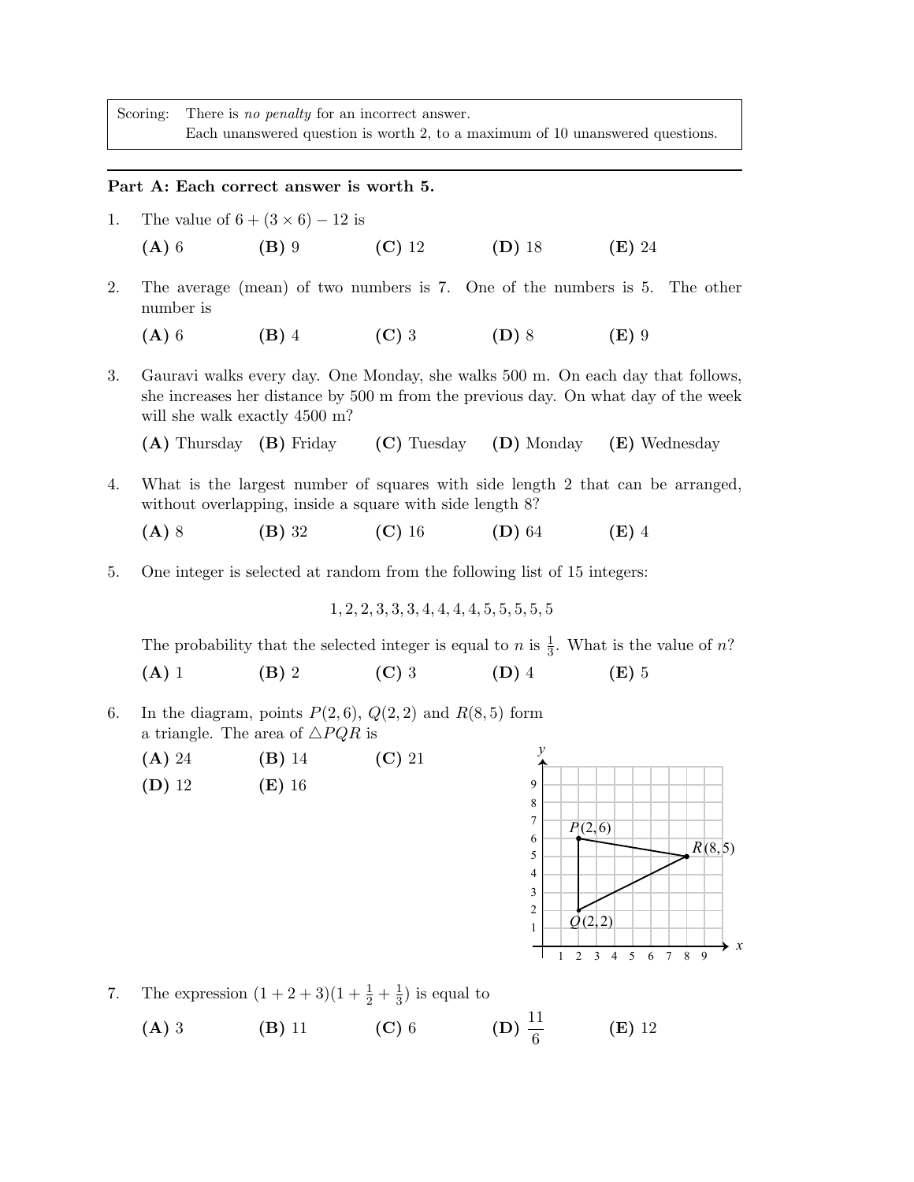Scoring: There is *no penalty* for an incorrect answer.
Each unanswered question is worth 2, to a maximum of 10 unanswered questions.

---

**Part A: Each correct answer is worth 5.**

1. The value of $6 + (3 \times 6) - 12$ is

   **(A)** 6 **(B)** 9 **(C)** 12 **(D)** 18 **(E)** 24

2. The average (mean) of two numbers is 7. One of the numbers is 5. The other number is

   **(A)** 6 **(B)** 4 **(C)** 3 **(D)** 8 **(E)** 9

3. Gauravi walks every day. One Monday, she walks 500 m. On each day that follows, she increases her distance by 500 m from the previous day. On what day of the week will she walk exactly 4500 m?

   **(A)** Thursday **(B)** Friday **(C)** Tuesday **(D)** Monday **(E)** Wednesday

4. What is the largest number of squares with side length 2 that can be arranged, without overlapping, inside a square with side length 8?

   **(A)** 8 **(B)** 32 **(C)** 16 **(D)** 64 **(E)** 4

5. One integer is selected at random from the following list of 15 integers:

   $$1, 2, 2, 3, 3, 3, 4, 4, 4, 4, 5, 5, 5, 5, 5$$

   The probability that the selected integer is equal to $n$ is $\frac{1}{3}$. What is the value of $n$?

   **(A)** 1 **(B)** 2 **(C)** 3 **(D)** 4 **(E)** 5

6. In the diagram, points $P(2, 6)$, $Q(2, 2)$ and $R(8, 5)$ form a triangle. The area of $\triangle PQR$ is

   **(A)** 24 **(B)** 14 **(C)** 21
   **(D)** 12 **(E)** 16

   y
   9
   8
   7
   6
   5
   4
   3
   2
   1
   P(2,6)
   R(8,5)
   Q(2,2)
   x
   1 2 3 4 5 6 7 8 9

7. The expression $(1 + 2 + 3)(1 + \frac{1}{2} + \frac{1}{3})$ is equal to

   **(A)** 3 **(B)** 11 **(C)** 6 **(D)** $\frac{11}{6}$ **(E)** 12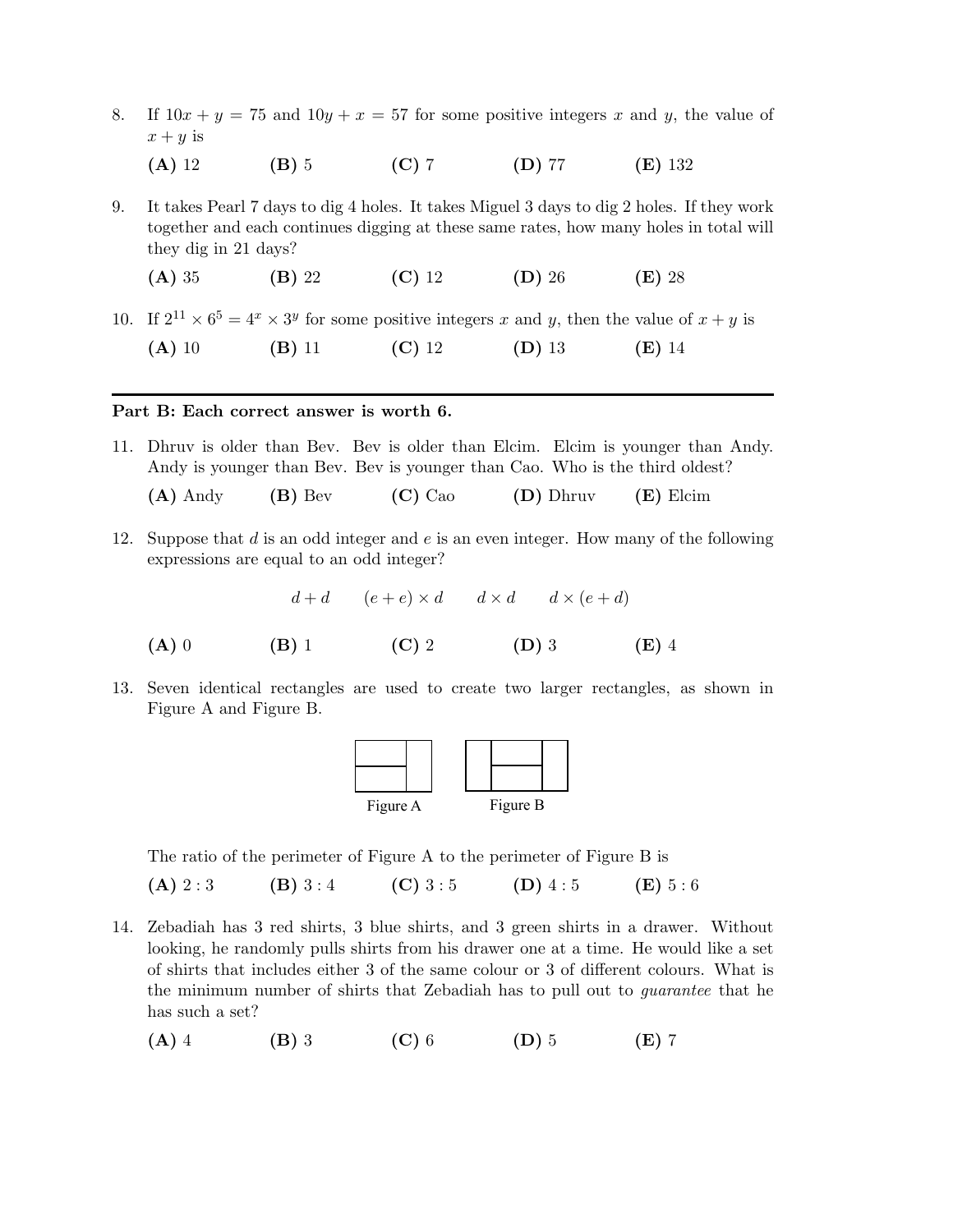8. If $10x + y = 75$ and $10y + x = 57$ for some positive integers $x$ and $y$, the value of $x + y$ is

   **(A)** 12 **(B)** 5 **(C)** 7 **(D)** 77 **(E)** 132

9. It takes Pearl 7 days to dig 4 holes. It takes Miguel 3 days to dig 2 holes. If they work together and each continues digging at these same rates, how many holes in total will they dig in 21 days?

   **(A)** 35 **(B)** 22 **(C)** 12 **(D)** 26 **(E)** 28

10. If $2^{11} \times 6^5 = 4^x \times 3^y$ for some positive integers $x$ and $y$, then the value of $x + y$ is

    **(A)** 10 **(B)** 11 **(C)** 12 **(D)** 13 **(E)** 14

---

**Part B: Each correct answer is worth 6.**

11. Dhruv is older than Bev. Bev is older than Elcim. Elcim is younger than Andy. Andy is younger than Bev. Bev is younger than Cao. Who is the third oldest?

    **(A)** Andy **(B)** Bev **(C)** Cao **(D)** Dhruv **(E)** Elcim

12. Suppose that $d$ is an odd integer and $e$ is an even integer. How many of the following expressions are equal to an odd integer?

    $$d + d \qquad (e + e) \times d \qquad d \times d \qquad d \times (e + d)$$

    **(A)** 0 **(B)** 1 **(C)** 2 **(D)** 3 **(E)** 4

13. Seven identical rectangles are used to create two larger rectangles, as shown in Figure A and Figure B.

    Figure A Figure B

    The ratio of the perimeter of Figure A to the perimeter of Figure B is

    **(A)** $2 : 3$ **(B)** $3 : 4$ **(C)** $3 : 5$ **(D)** $4 : 5$ **(E)** $5 : 6$

14. Zebadiah has 3 red shirts, 3 blue shirts, and 3 green shirts in a drawer. Without looking, he randomly pulls shirts from his drawer one at a time. He would like a set of shirts that includes either 3 of the same colour or 3 of different colours. What is the minimum number of shirts that Zebadiah has to pull out to *guarantee* that he has such a set?

    **(A)** 4 **(B)** 3 **(C)** 6 **(D)** 5 **(E)** 7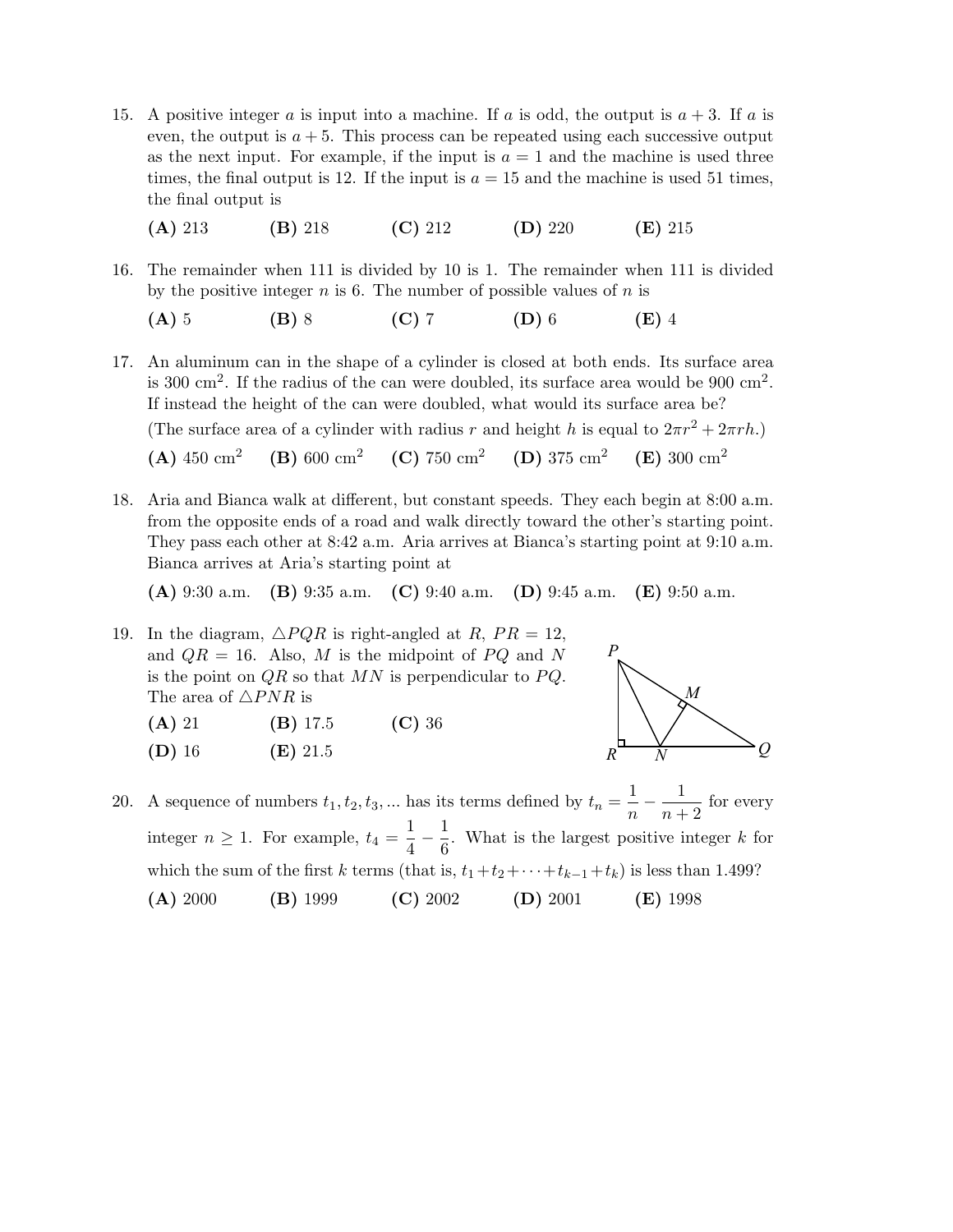15. A positive integer $a$ is input into a machine. If $a$ is odd, the output is $a+3$. If $a$ is even, the output is $a+5$. This process can be repeated using each successive output as the next input. For example, if the input is $a=1$ and the machine is used three times, the final output is 12. If the input is $a=15$ and the machine is used 51 times, the final output is

    **(A)** 213 **(B)** 218 **(C)** 212 **(D)** 220 **(E)** 215

16. The remainder when 111 is divided by 10 is 1. The remainder when 111 is divided by the positive integer $n$ is 6. The number of possible values of $n$ is

    **(A)** 5 **(B)** 8 **(C)** 7 **(D)** 6 **(E)** 4

17. An aluminum can in the shape of a cylinder is closed at both ends. Its surface area is 300 cm$^2$. If the radius of the can were doubled, its surface area would be 900 cm$^2$. If instead the height of the can were doubled, what would its surface area be?

    (The surface area of a cylinder with radius $r$ and height $h$ is equal to $2\pi r^2 + 2\pi rh$.)

    **(A)** 450 cm$^2$ **(B)** 600 cm$^2$ **(C)** 750 cm$^2$ **(D)** 375 cm$^2$ **(E)** 300 cm$^2$

18. Aria and Bianca walk at different, but constant speeds. They each begin at 8:00 a.m. from the opposite ends of a road and walk directly toward the other's starting point. They pass each other at 8:42 a.m. Aria arrives at Bianca's starting point at 9:10 a.m. Bianca arrives at Aria's starting point at

    **(A)** 9:30 a.m. **(B)** 9:35 a.m. **(C)** 9:40 a.m. **(D)** 9:45 a.m. **(E)** 9:50 a.m.

19. In the diagram, $\triangle PQR$ is right-angled at $R$, $PR = 12$, and $QR = 16$. Also, $M$ is the midpoint of $PQ$ and $N$ is the point on $QR$ so that $MN$ is perpendicular to $PQ$. The area of $\triangle PNR$ is

    P M R N Q

    **(A)** 21 **(B)** 17.5 **(C)** 36 **(D)** 16 **(E)** 21.5

20. A sequence of numbers $t_1, t_2, t_3, ...$ has its terms defined by $t_n = \frac{1}{n} - \frac{1}{n+2}$ for every integer $n \geq 1$. For example, $t_4 = \frac{1}{4} - \frac{1}{6}$. What is the largest positive integer $k$ for which the sum of the first $k$ terms (that is, $t_1 + t_2 + \cdots + t_{k-1} + t_k$) is less than 1.499?

    **(A)** 2000 **(B)** 1999 **(C)** 2002 **(D)** 2001 **(E)** 1998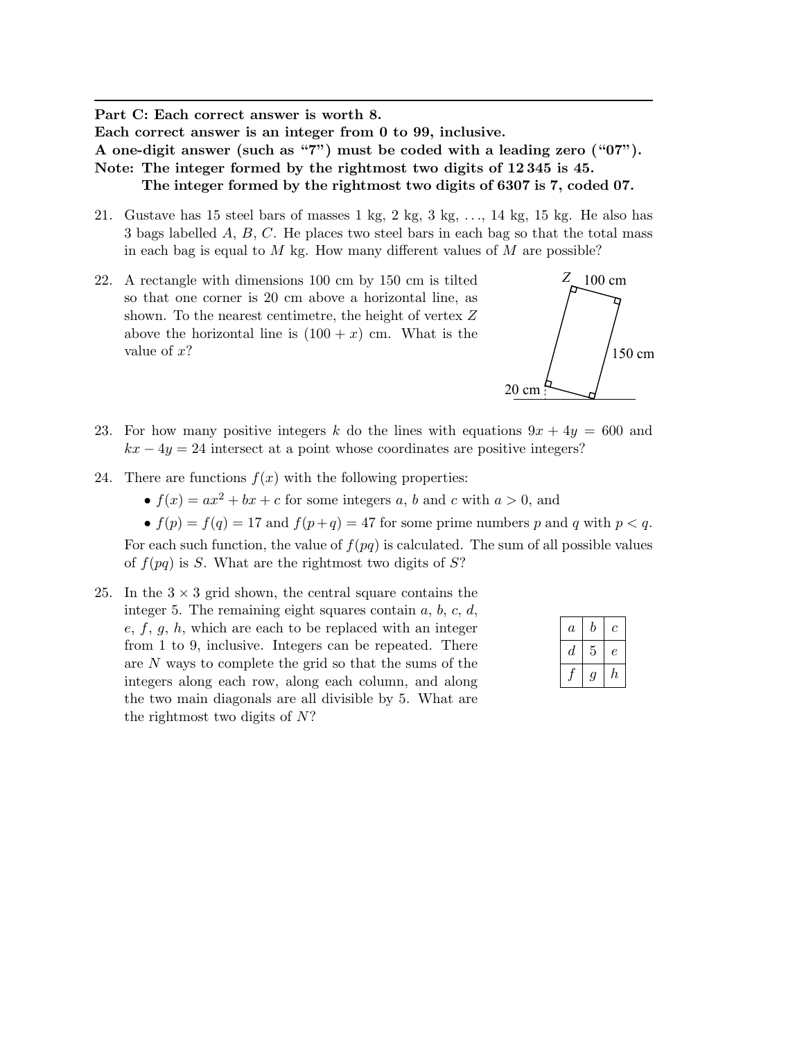**Part C: Each correct answer is worth 8.**
**Each correct answer is an integer from 0 to 99, inclusive.**
**A one-digit answer (such as "7") must be coded with a leading zero ("07").**
**Note: The integer formed by the rightmost two digits of 12 345 is 45.**
**The integer formed by the rightmost two digits of 6307 is 7, coded 07.**

21. Gustave has 15 steel bars of masses 1 kg, 2 kg, 3 kg, $\ldots$, 14 kg, 15 kg. He also has 3 bags labelled $A$, $B$, $C$. He places two steel bars in each bag so that the total mass in each bag is equal to $M$ kg. How many different values of $M$ are possible?

22. A rectangle with dimensions 100 cm by 150 cm is tilted so that one corner is 20 cm above a horizontal line, as shown. To the nearest centimetre, the height of vertex $Z$ above the horizontal line is $(100 + x)$ cm. What is the value of $x$?

Z
100 cm
150 cm
20 cm

23. For how many positive integers $k$ do the lines with equations $9x + 4y = 600$ and $kx - 4y = 24$ intersect at a point whose coordinates are positive integers?

24. There are functions $f(x)$ with the following properties:
    - $f(x) = ax^2 + bx + c$ for some integers $a$, $b$ and $c$ with $a > 0$, and
    - $f(p) = f(q) = 17$ and $f(p+q) = 47$ for some prime numbers $p$ and $q$ with $p < q$.

    For each such function, the value of $f(pq)$ is calculated. The sum of all possible values of $f(pq)$ is $S$. What are the rightmost two digits of $S$?

25. In the $3 \times 3$ grid shown, the central square contains the integer 5. The remaining eight squares contain $a$, $b$, $c$, $d$, $e$, $f$, $g$, $h$, which are each to be replaced with an integer from 1 to 9, inclusive. Integers can be repeated. There are $N$ ways to complete the grid so that the sums of the integers along each row, along each column, and along the two main diagonals are all divisible by 5. What are the rightmost two digits of $N$?

| | | |
|---|---|---|
| $a$ | $b$ | $c$ |
| $d$ | 5 | $e$ |
| $f$ | $g$ | $h$ |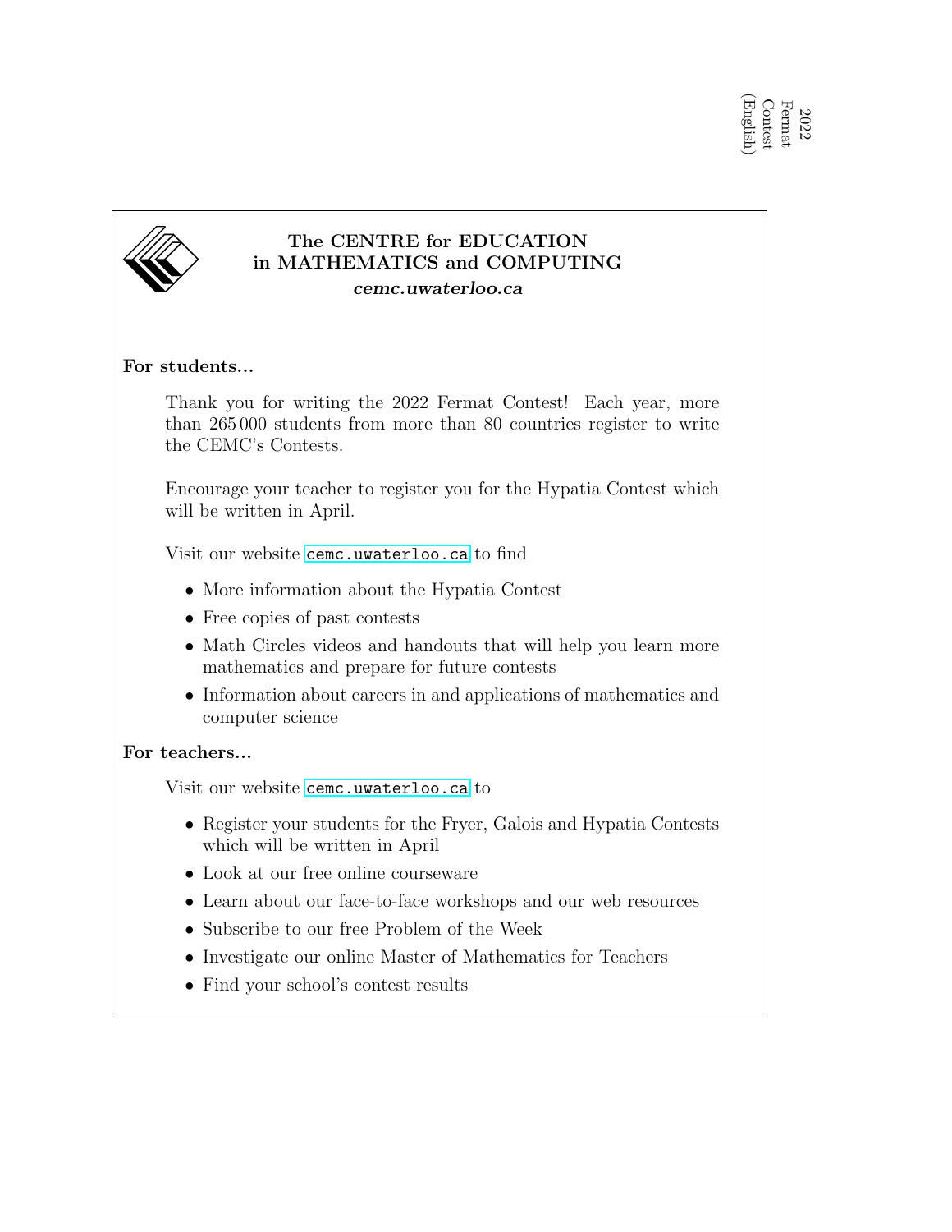2022 Fermat Contest (English)

# The CENTRE for EDUCATION in MATHEMATICS and COMPUTING

***cemc.uwaterloo.ca***

**For students...**

Thank you for writing the 2022 Fermat Contest! Each year, more than 265 000 students from more than 80 countries register to write the CEMC's Contests.

Encourage your teacher to register you for the Hypatia Contest which will be written in April.

Visit our website cemc.uwaterloo.ca to find

- More information about the Hypatia Contest
- Free copies of past contests
- Math Circles videos and handouts that will help you learn more mathematics and prepare for future contests
- Information about careers in and applications of mathematics and computer science

**For teachers...**

Visit our website cemc.uwaterloo.ca to

- Register your students for the Fryer, Galois and Hypatia Contests which will be written in April
- Look at our free online courseware
- Learn about our face-to-face workshops and our web resources
- Subscribe to our free Problem of the Week
- Investigate our online Master of Mathematics for Teachers
- Find your school's contest results